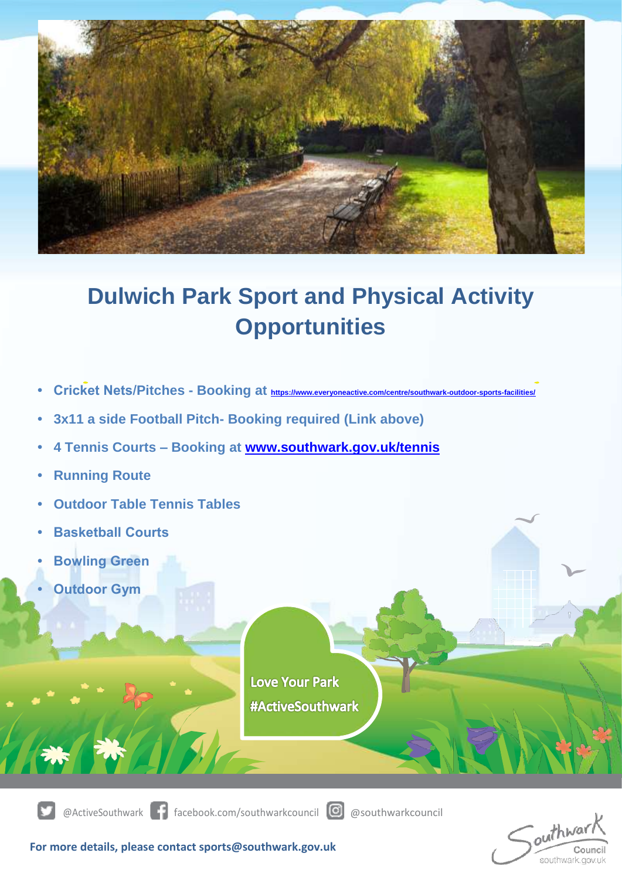# Dulwich Park Sport and Physical Activity Opportunities

- **Cricket Nets/Pitches - Booking at https://www.everyoneactive.com/centre/southwark-outdoor-sports-facilities/**
- **3x11 a side Football Pitch- Booking required (Link above)**
- **4 Tennis Courts – Booking at www.southwark.gov.uk/tennis**
- **Running Route**
- **Outdoor Table Tennis Tables**
- **Basketball Courts**
- **Bowling Green**
- **Outdoor Gym**

Love Your Park
#ActiveSouthwark

@ActiveSouthwark facebook.com/southwarkcouncil @southwarkcouncil

**For more details, please contact sports@southwark.gov.uk**

Southwark Council
southwark.gov.uk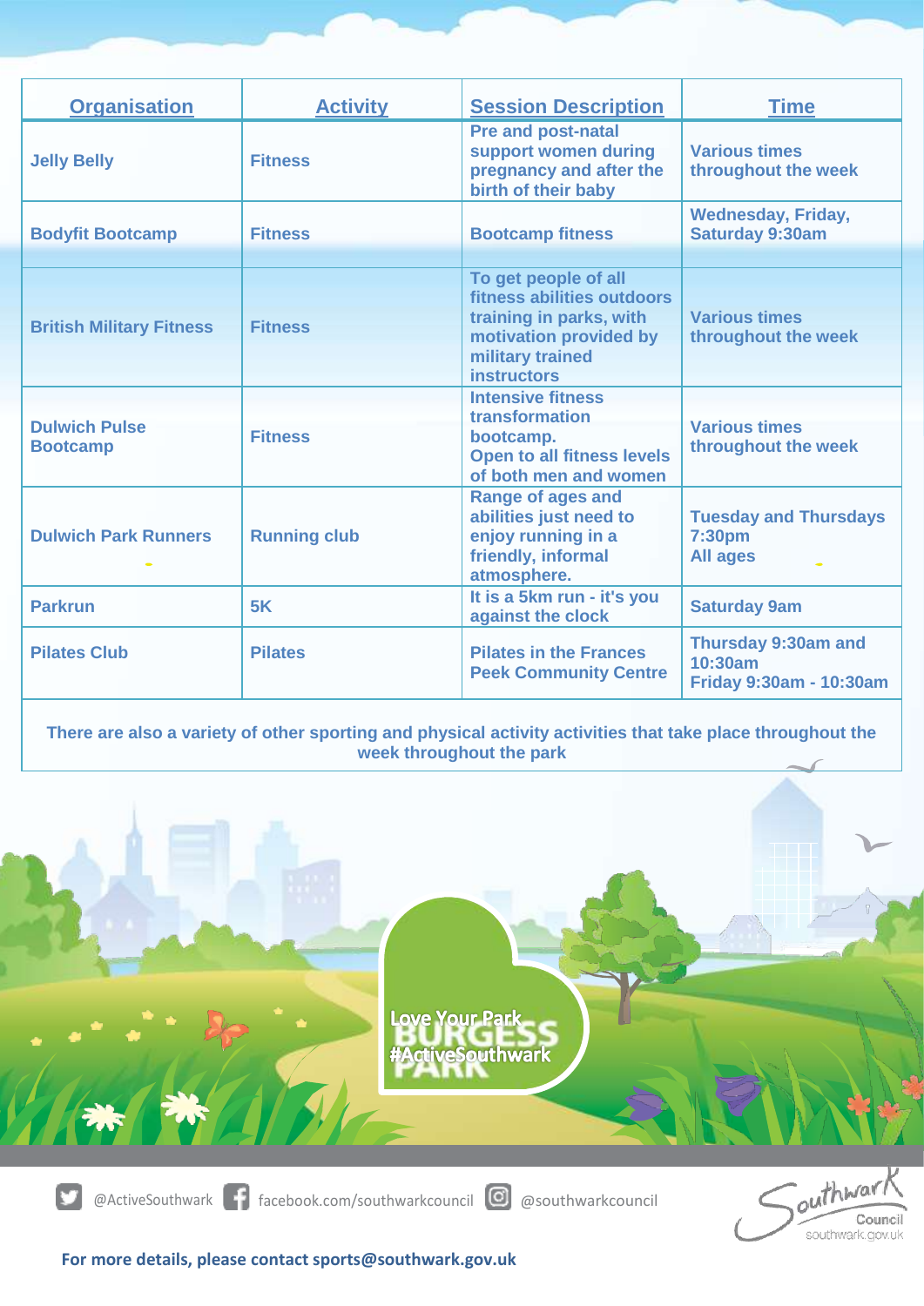| Organisation | Activity | Session Description | Time |
|---|---|---|---|
| Jelly Belly | Fitness | Pre and post-natal support women during pregnancy and after the birth of their baby | Various times throughout the week |
| Bodyfit Bootcamp | Fitness | Bootcamp fitness | Wednesday, Friday, Saturday 9:30am |
| British Military Fitness | Fitness | To get people of all fitness abilities outdoors training in parks, with motivation provided by military trained instructors | Various times throughout the week |
| Dulwich Pulse Bootcamp | Fitness | Intensive fitness transformation bootcamp. Open to all fitness levels of both men and women | Various times throughout the week |
| Dulwich Park Runners | Running club | Range of ages and abilities just need to enjoy running in a friendly, informal atmosphere. | Tuesday and Thursdays 7:30pm All ages |
| Parkrun | 5K | It is a 5km run - it's you against the clock | Saturday 9am |
| Pilates Club | Pilates | Pilates in the Frances Peek Community Centre | Thursday 9:30am and 10:30am Friday 9:30am - 10:30am |

There are also a variety of other sporting and physical activity activities that take place throughout the week throughout the park

Love Your Park
BURGESS PARK
#ActiveSouthwark

@ActiveSouthwark facebook.com/southwarkcouncil @southwarkcouncil

Southwark Council southwark.gov.uk

**For more details, please contact sports@southwark.gov.uk**